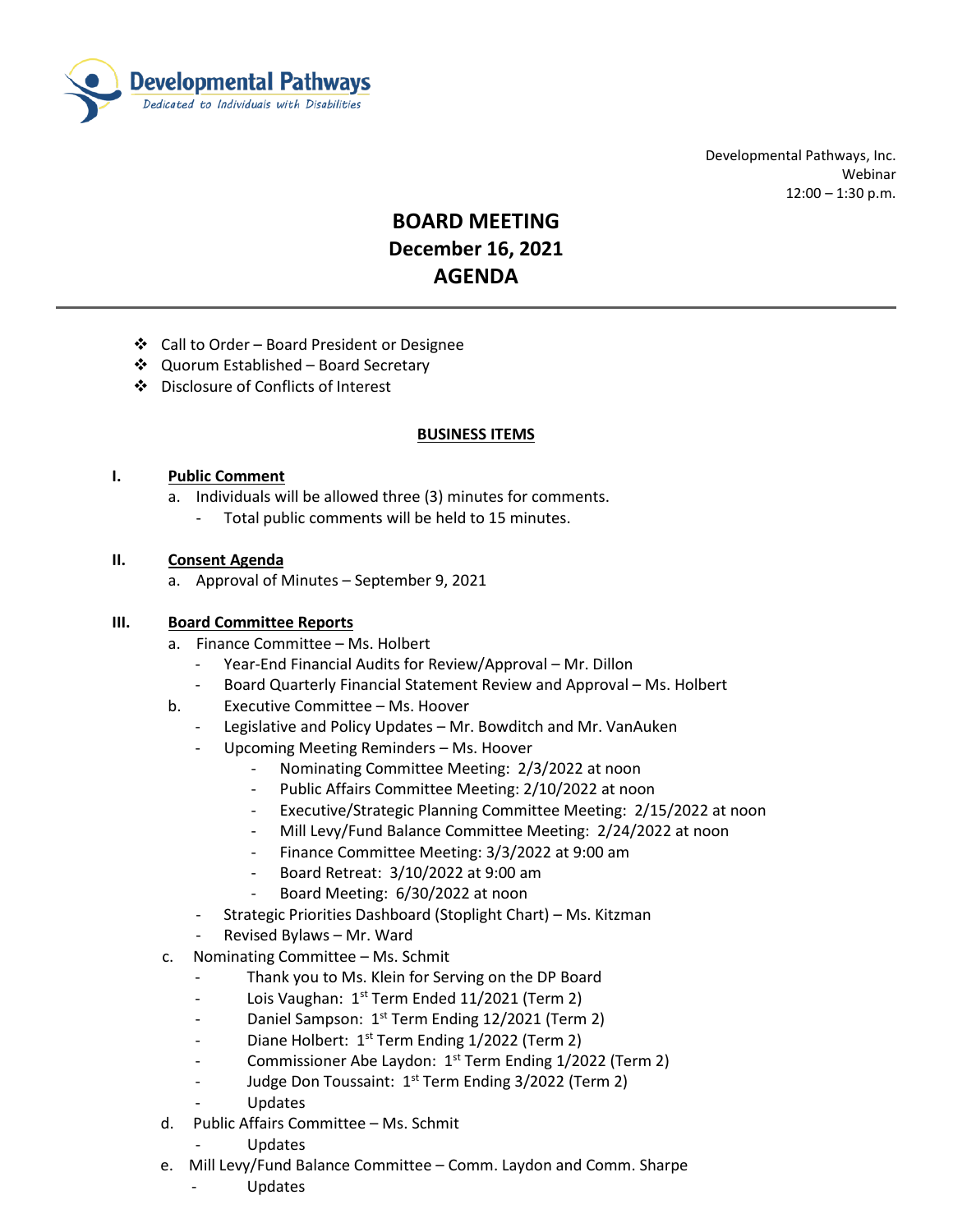Developmental Pathways
*Dedicated to Individuals with Disabilities*

Developmental Pathways, Inc.
Webinar
12:00 – 1:30 p.m.

# BOARD MEETING
# December 16, 2021
# AGENDA

---

- ❖ Call to Order – Board President or Designee
- ❖ Quorum Established – Board Secretary
- ❖ Disclosure of Conflicts of Interest

## BUSINESS ITEMS

**I. Public Comment**

a. Individuals will be allowed three (3) minutes for comments.
   - Total public comments will be held to 15 minutes.

**II. Consent Agenda**

a. Approval of Minutes – September 9, 2021

**III. Board Committee Reports**

a. Finance Committee – Ms. Holbert
   - Year-End Financial Audits for Review/Approval – Mr. Dillon
   - Board Quarterly Financial Statement Review and Approval – Ms. Holbert

b. Executive Committee – Ms. Hoover
   - Legislative and Policy Updates – Mr. Bowditch and Mr. VanAuken
   - Upcoming Meeting Reminders – Ms. Hoover
     - Nominating Committee Meeting: 2/3/2022 at noon
     - Public Affairs Committee Meeting: 2/10/2022 at noon
     - Executive/Strategic Planning Committee Meeting: 2/15/2022 at noon
     - Mill Levy/Fund Balance Committee Meeting: 2/24/2022 at noon
     - Finance Committee Meeting: 3/3/2022 at 9:00 am
     - Board Retreat: 3/10/2022 at 9:00 am
     - Board Meeting: 6/30/2022 at noon
   - Strategic Priorities Dashboard (Stoplight Chart) – Ms. Kitzman
   - Revised Bylaws – Mr. Ward

c. Nominating Committee – Ms. Schmit
   - Thank you to Ms. Klein for Serving on the DP Board
   - Lois Vaughan: 1st Term Ended 11/2021 (Term 2)
   - Daniel Sampson: 1st Term Ending 12/2021 (Term 2)
   - Diane Holbert: 1st Term Ending 1/2022 (Term 2)
   - Commissioner Abe Laydon: 1st Term Ending 1/2022 (Term 2)
   - Judge Don Toussaint: 1st Term Ending 3/2022 (Term 2)
   - Updates

d. Public Affairs Committee – Ms. Schmit
   - Updates

e. Mill Levy/Fund Balance Committee – Comm. Laydon and Comm. Sharpe
   - Updates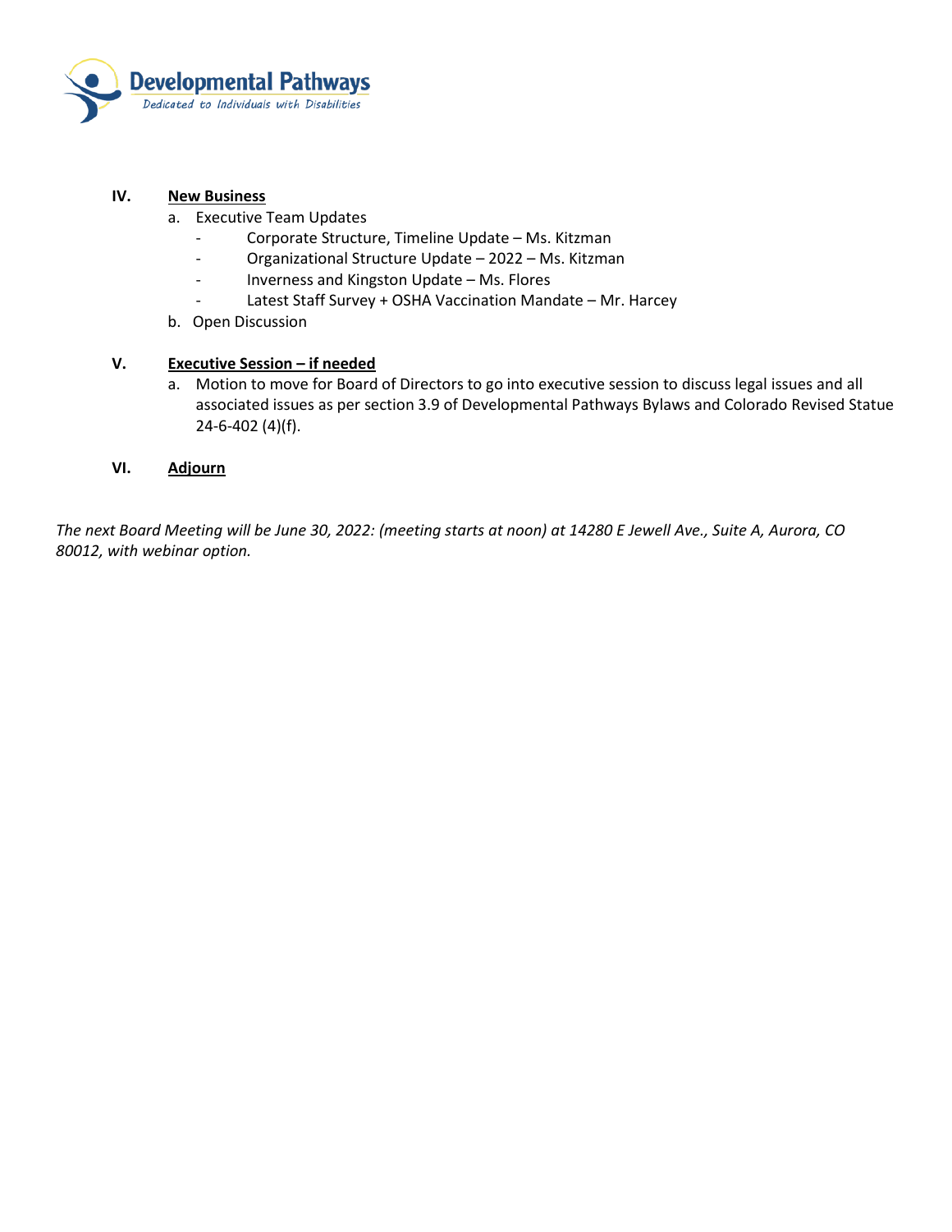**IV. New Business**

a. Executive Team Updates
   - Corporate Structure, Timeline Update – Ms. Kitzman
   - Organizational Structure Update – 2022 – Ms. Kitzman
   - Inverness and Kingston Update – Ms. Flores
   - Latest Staff Survey + OSHA Vaccination Mandate – Mr. Harcey

b. Open Discussion

**V. Executive Session – if needed**

a. Motion to move for Board of Directors to go into executive session to discuss legal issues and all associated issues as per section 3.9 of Developmental Pathways Bylaws and Colorado Revised Statue 24-6-402 (4)(f).

**VI. Adjourn**

*The next Board Meeting will be June 30, 2022: (meeting starts at noon) at 14280 E Jewell Ave., Suite A, Aurora, CO 80012, with webinar option.*